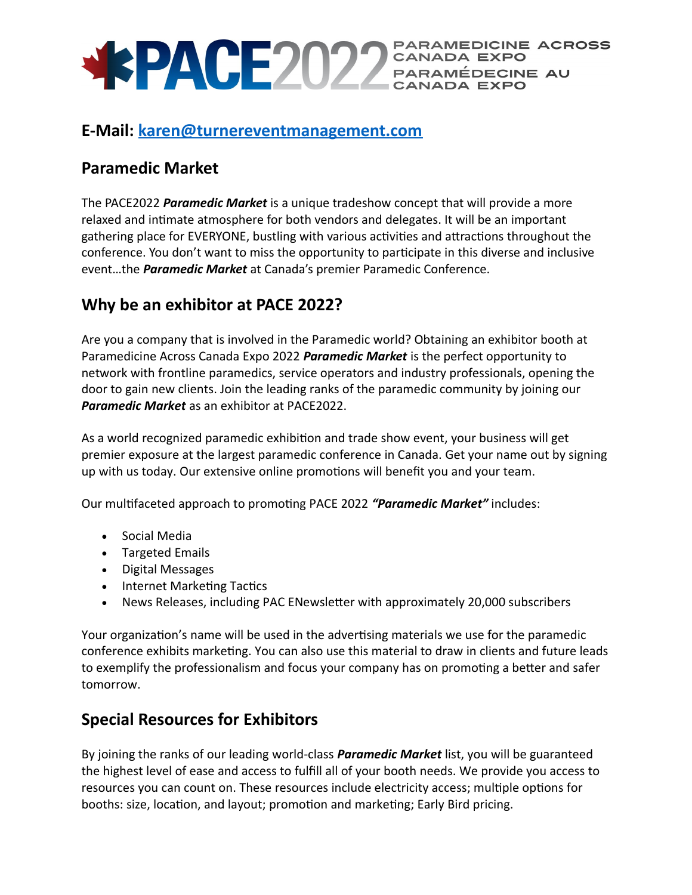# PACE2022 PARAMEDICINE ACROSS CANADA EXPO PARAMÉDECINE AU CANADA EXPO

## E-Mail: karen@turnereventmanagement.com

## Paramedic Market

The PACE2022 ***Paramedic Market*** is a unique tradeshow concept that will provide a more relaxed and intimate atmosphere for both vendors and delegates. It will be an important gathering place for EVERYONE, bustling with various activities and attractions throughout the conference. You don't want to miss the opportunity to participate in this diverse and inclusive event…the ***Paramedic Market*** at Canada's premier Paramedic Conference.

## Why be an exhibitor at PACE 2022?

Are you a company that is involved in the Paramedic world? Obtaining an exhibitor booth at Paramedicine Across Canada Expo 2022 ***Paramedic Market*** is the perfect opportunity to network with frontline paramedics, service operators and industry professionals, opening the door to gain new clients. Join the leading ranks of the paramedic community by joining our ***Paramedic Market*** as an exhibitor at PACE2022.

As a world recognized paramedic exhibition and trade show event, your business will get premier exposure at the largest paramedic conference in Canada. Get your name out by signing up with us today. Our extensive online promotions will benefit you and your team.

Our multifaceted approach to promoting PACE 2022 ***"Paramedic Market"*** includes:

- Social Media
- Targeted Emails
- Digital Messages
- Internet Marketing Tactics
- News Releases, including PAC ENewsletter with approximately 20,000 subscribers

Your organization's name will be used in the advertising materials we use for the paramedic conference exhibits marketing. You can also use this material to draw in clients and future leads to exemplify the professionalism and focus your company has on promoting a better and safer tomorrow.

## Special Resources for Exhibitors

By joining the ranks of our leading world-class ***Paramedic Market*** list, you will be guaranteed the highest level of ease and access to fulfill all of your booth needs. We provide you access to resources you can count on. These resources include electricity access; multiple options for booths: size, location, and layout; promotion and marketing; Early Bird pricing.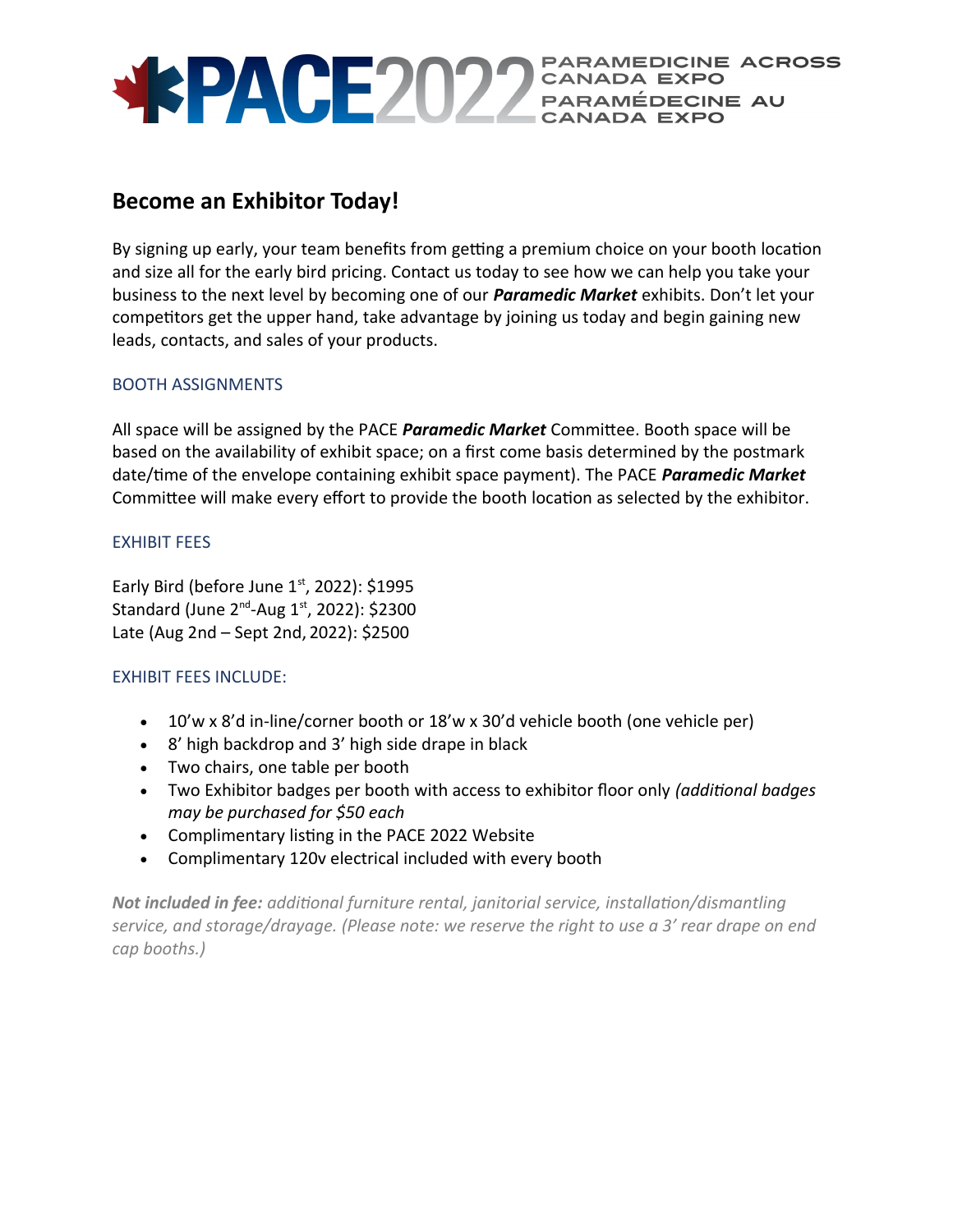PACE2022 PARAMEDICINE ACROSS CANADA EXPO PARAMÉDECINE AU CANADA EXPO

## Become an Exhibitor Today!

By signing up early, your team benefits from getting a premium choice on your booth location and size all for the early bird pricing. Contact us today to see how we can help you take your business to the next level by becoming one of our ***Paramedic Market*** exhibits. Don't let your competitors get the upper hand, take advantage by joining us today and begin gaining new leads, contacts, and sales of your products.

### BOOTH ASSIGNMENTS

All space will be assigned by the PACE ***Paramedic Market*** Committee. Booth space will be based on the availability of exhibit space; on a first come basis determined by the postmark date/time of the envelope containing exhibit space payment). The PACE ***Paramedic Market*** Committee will make every effort to provide the booth location as selected by the exhibitor.

### EXHIBIT FEES

Early Bird (before June 1st, 2022): $1995
Standard (June 2nd-Aug 1st, 2022): $2300
Late (Aug 2nd – Sept 2nd, 2022): $2500

### EXHIBIT FEES INCLUDE:

- 10'w x 8'd in-line/corner booth or 18'w x 30'd vehicle booth (one vehicle per)
- 8' high backdrop and 3' high side drape in black
- Two chairs, one table per booth
- Two Exhibitor badges per booth with access to exhibitor floor only *(additional badges may be purchased for $50 each*
- Complimentary listing in the PACE 2022 Website
- Complimentary 120v electrical included with every booth

***Not included in fee:*** *additional furniture rental, janitorial service, installation/dismantling service, and storage/drayage. (Please note: we reserve the right to use a 3' rear drape on end cap booths.)*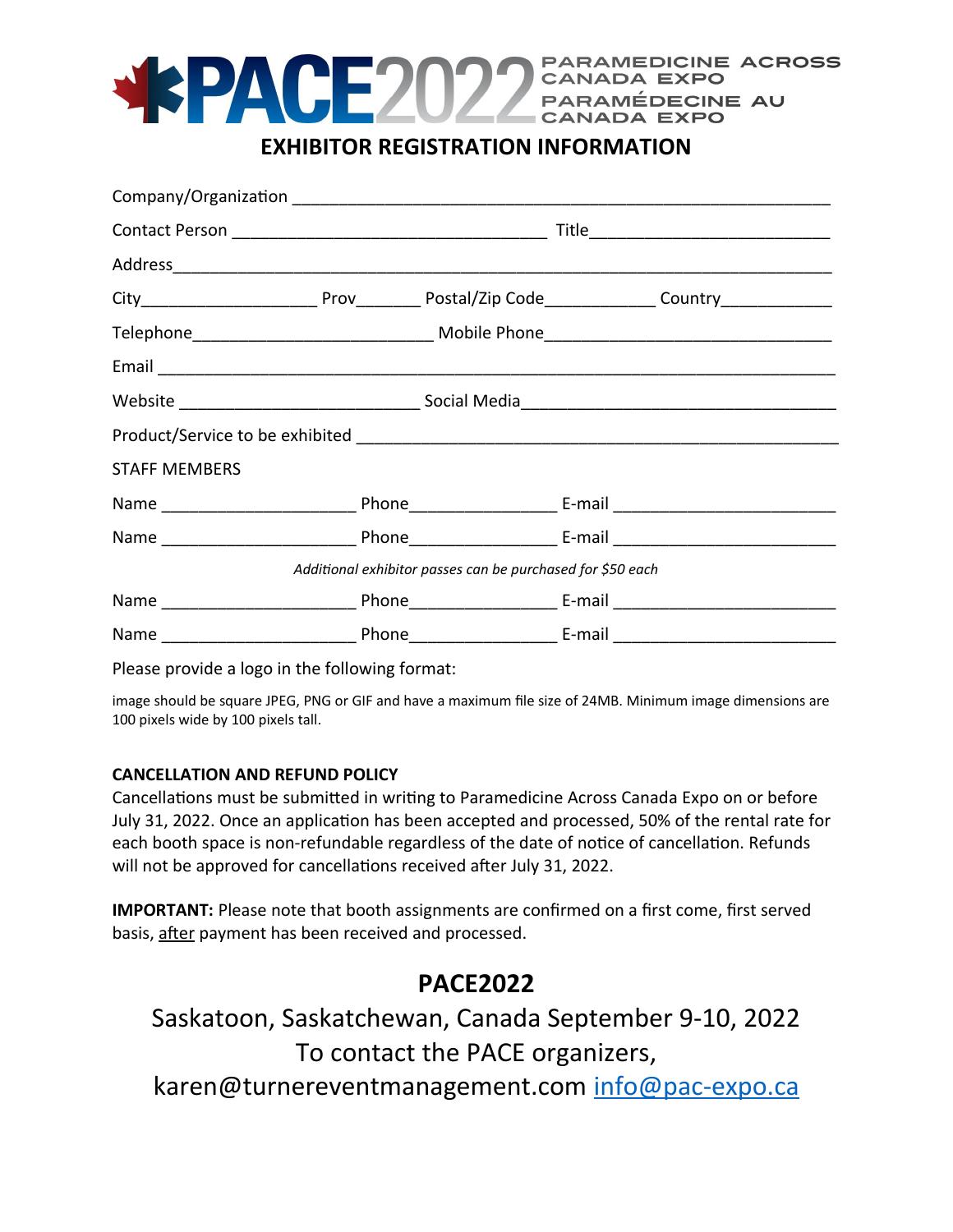# PACE2022 PARAMEDICINE ACROSS CANADA EXPO PARAMÉDECINE AU CANADA EXPO

## EXHIBITOR REGISTRATION INFORMATION

Company/Organization ___________________________________________________________

Contact Person _________________________________ Title________________________

Address_______________________________________________________________________

City__________________ Prov_______ Postal/Zip Code___________ Country____________

Telephone________________________ Mobile Phone___________________________

Email _________________________________________________________________________

Website ________________________ Social Media______________________________

Product/Service to be exhibited _____________________________________________

STAFF MEMBERS

Name ____________________ Phone______________ E-mail ______________________

Name ____________________ Phone______________ E-mail ______________________

*Additional exhibitor passes can be purchased for $50 each*

Name ____________________ Phone______________ E-mail ______________________

Name ____________________ Phone______________ E-mail ______________________

Please provide a logo in the following format:

image should be square JPEG, PNG or GIF and have a maximum file size of 24MB. Minimum image dimensions are 100 pixels wide by 100 pixels tall.

**CANCELLATION AND REFUND POLICY**

Cancellations must be submitted in writing to Paramedicine Across Canada Expo on or before July 31, 2022. Once an application has been accepted and processed, 50% of the rental rate for each booth space is non-refundable regardless of the date of notice of cancellation. Refunds will not be approved for cancellations received after July 31, 2022.

**IMPORTANT:** Please note that booth assignments are confirmed on a first come, first served basis, after payment has been received and processed.

## PACE2022

Saskatoon, Saskatchewan, Canada September 9-10, 2022

To contact the PACE organizers,

karen@turnereventmanagement.com info@pac-expo.ca